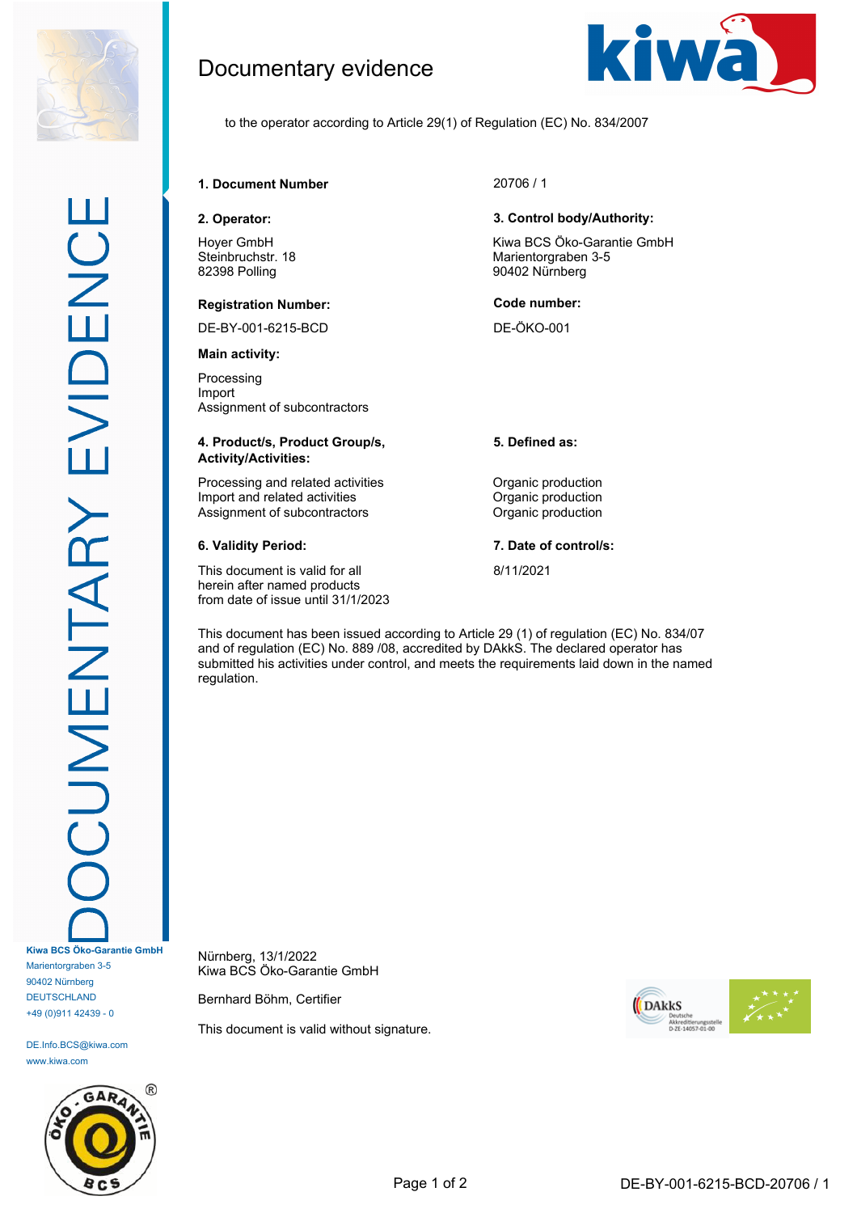# Documentary evidence

to the operator according to Article 29(1) of Regulation (EC) No. 834/2007

**1. Document Number** 20706 / 1

| **2. Operator:** | **3. Control body/Authority:** |
|---|---|
| Hoyer GmbH<br>Steinbruchstr. 18<br>82398 Polling | Kiwa BCS Öko-Garantie GmbH<br>Marientorgraben 3-5<br>90402 Nürnberg |
| **Registration Number:** | **Code number:** |
| DE-BY-001-6215-BCD | DE-ÖKO-001 |

**Main activity:**

Processing
Import
Assignment of subcontractors

| **4. Product/s, Product Group/s, Activity/Activities:** | **5. Defined as:** |
|---|---|
| Processing and related activities | Organic production |
| Import and related activities | Organic production |
| Assignment of subcontractors | Organic production |

| **6. Validity Period:** | **7. Date of control/s:** |
|---|---|
| This document is valid for all herein after named products from date of issue until 31/1/2023 | 8/11/2021 |

This document has been issued according to Article 29 (1) of regulation (EC) No. 834/07 and of regulation (EC) No. 889 /08, accredited by DAkkS. The declared operator has submitted his activities under control, and meets the requirements laid down in the named regulation.

Nürnberg, 13/1/2022
Kiwa BCS Öko-Garantie GmbH

Bernhard Böhm, Certifier

This document is valid without signature.

**Kiwa BCS Öko-Garantie GmbH**
Marientorgraben 3-5
90402 Nürnberg
DEUTSCHLAND
+49 (0)911 42439 - 0

DE.Info.BCS@kiwa.com
www.kiwa.com

DE-BY-001-6215-BCD-20706 / 1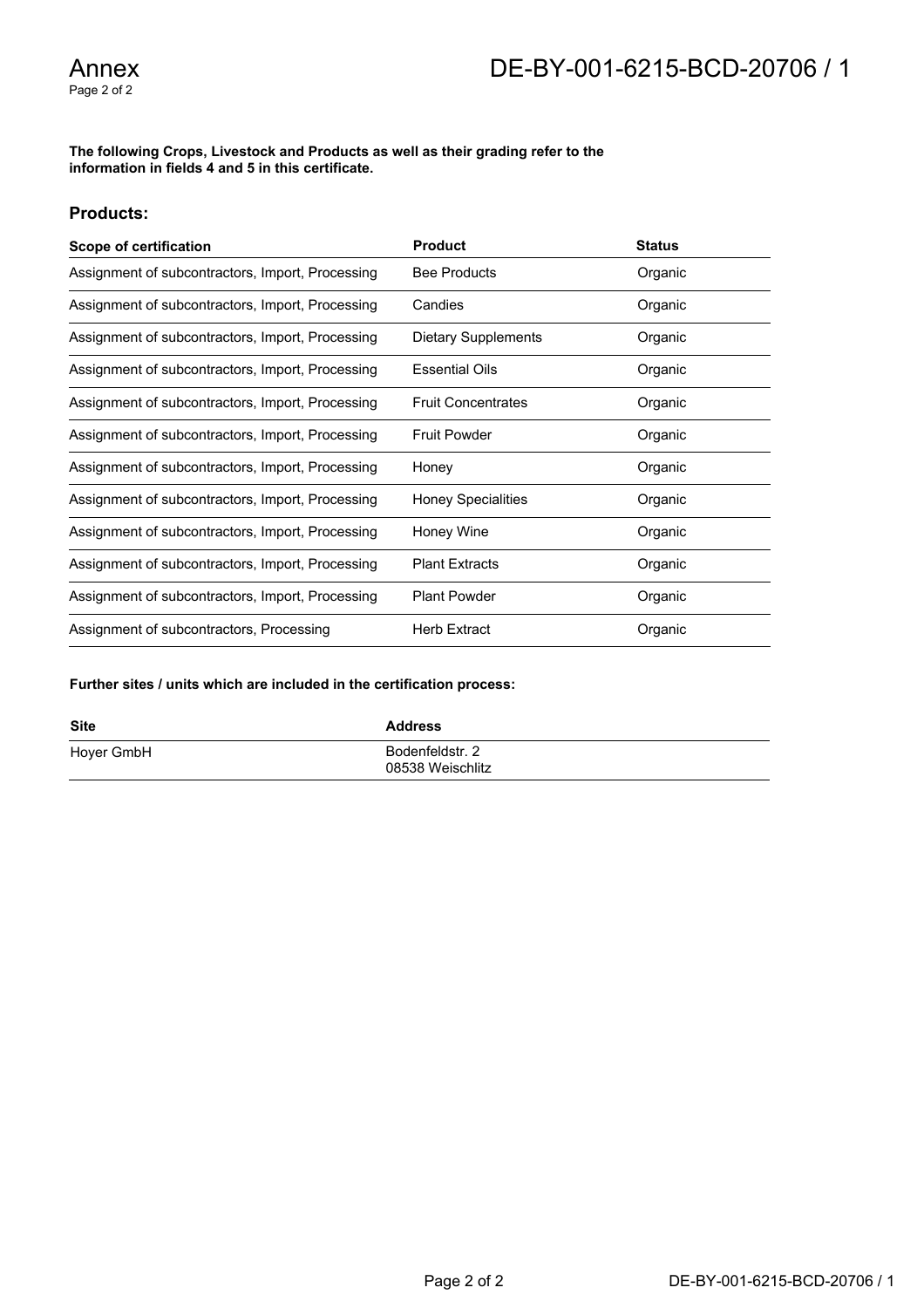# Annex

# DE-BY-001-6215-BCD-20706 / 1

**The following Crops, Livestock and Products as well as their grading refer to the information in fields 4 and 5 in this certificate.**

## Products:

| Scope of certification | Product | Status |
|---|---|---|
| Assignment of subcontractors, Import, Processing | Bee Products | Organic |
| Assignment of subcontractors, Import, Processing | Candies | Organic |
| Assignment of subcontractors, Import, Processing | Dietary Supplements | Organic |
| Assignment of subcontractors, Import, Processing | Essential Oils | Organic |
| Assignment of subcontractors, Import, Processing | Fruit Concentrates | Organic |
| Assignment of subcontractors, Import, Processing | Fruit Powder | Organic |
| Assignment of subcontractors, Import, Processing | Honey | Organic |
| Assignment of subcontractors, Import, Processing | Honey Specialities | Organic |
| Assignment of subcontractors, Import, Processing | Honey Wine | Organic |
| Assignment of subcontractors, Import, Processing | Plant Extracts | Organic |
| Assignment of subcontractors, Import, Processing | Plant Powder | Organic |
| Assignment of subcontractors, Processing | Herb Extract | Organic |

**Further sites / units which are included in the certification process:**

| Site | Address |
|---|---|
| Hoyer GmbH | Bodenfeldstr. 2<br>08538 Weischlitz |